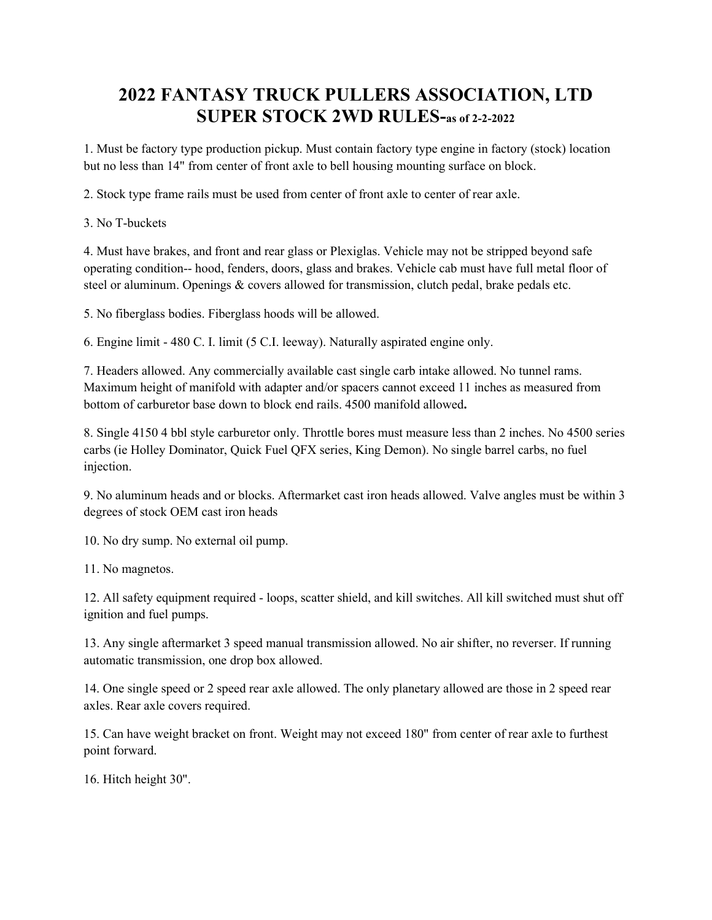# 2022 FANTASY TRUCK PULLERS ASSOCIATION, LTD
## SUPER STOCK 2WD RULES-as of 2-2-2022

1. Must be factory type production pickup. Must contain factory type engine in factory (stock) location but no less than 14" from center of front axle to bell housing mounting surface on block.

2. Stock type frame rails must be used from center of front axle to center of rear axle.

3. No T-buckets

4. Must have brakes, and front and rear glass or Plexiglas. Vehicle may not be stripped beyond safe operating condition-- hood, fenders, doors, glass and brakes. Vehicle cab must have full metal floor of steel or aluminum. Openings & covers allowed for transmission, clutch pedal, brake pedals etc.

5. No fiberglass bodies. Fiberglass hoods will be allowed.

6. Engine limit - 480 C. I. limit (5 C.I. leeway). Naturally aspirated engine only.

7. Headers allowed. Any commercially available cast single carb intake allowed. No tunnel rams. Maximum height of manifold with adapter and/or spacers cannot exceed 11 inches as measured from bottom of carburetor base down to block end rails. 4500 manifold allowed**.**

8. Single 4150 4 bbl style carburetor only. Throttle bores must measure less than 2 inches. No 4500 series carbs (ie Holley Dominator, Quick Fuel QFX series, King Demon). No single barrel carbs, no fuel injection.

9. No aluminum heads and or blocks. Aftermarket cast iron heads allowed. Valve angles must be within 3 degrees of stock OEM cast iron heads

10. No dry sump. No external oil pump.

11. No magnetos.

12. All safety equipment required - loops, scatter shield, and kill switches. All kill switched must shut off ignition and fuel pumps.

13. Any single aftermarket 3 speed manual transmission allowed. No air shifter, no reverser. If running automatic transmission, one drop box allowed.

14. One single speed or 2 speed rear axle allowed. The only planetary allowed are those in 2 speed rear axles. Rear axle covers required.

15. Can have weight bracket on front. Weight may not exceed 180" from center of rear axle to furthest point forward.

16. Hitch height 30".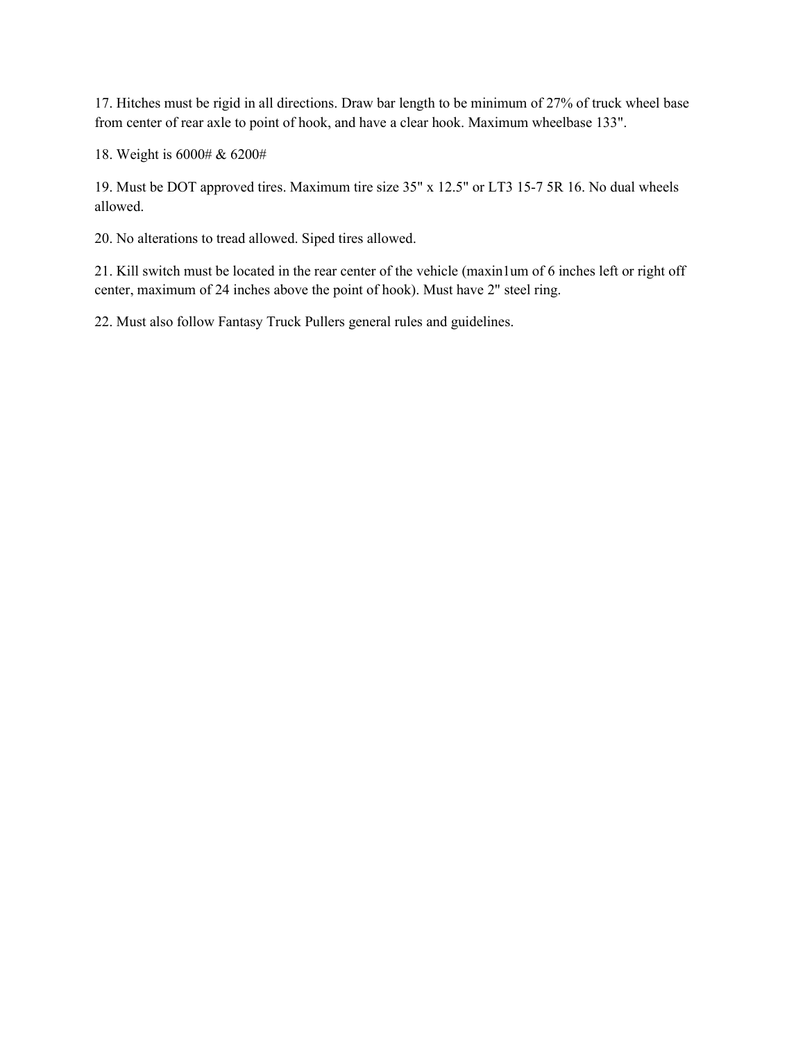17. Hitches must be rigid in all directions. Draw bar length to be minimum of 27% of truck wheel base from center of rear axle to point of hook, and have a clear hook. Maximum wheelbase 133".

18. Weight is 6000# & 6200#

19. Must be DOT approved tires. Maximum tire size 35" x 12.5" or LT3 15-7 5R 16. No dual wheels allowed.

20. No alterations to tread allowed. Siped tires allowed.

21. Kill switch must be located in the rear center of the vehicle (maxin1um of 6 inches left or right off center, maximum of 24 inches above the point of hook). Must have 2" steel ring.

22. Must also follow Fantasy Truck Pullers general rules and guidelines.